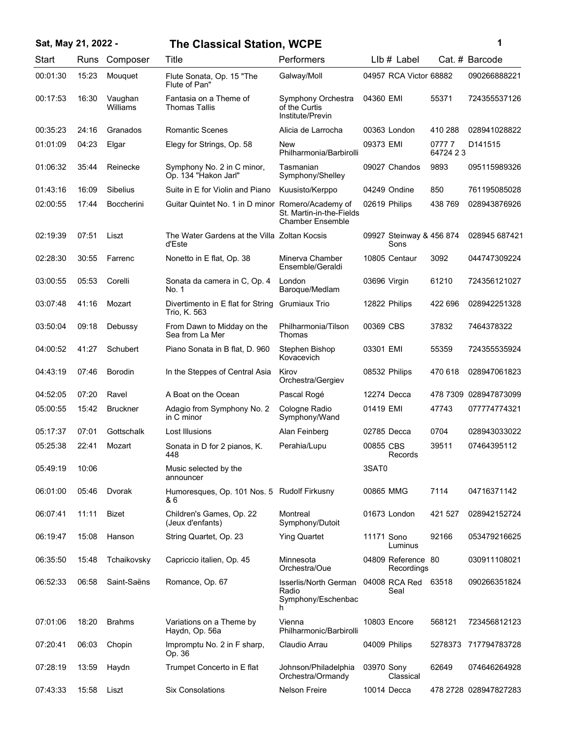**Sat, May 21, 2022 - The Classical Station, WCPE**

| Start | Runs | Composer | Title | Performers | Llb # | Label | Cat. # | Barcode |
|---|---|---|---|---|---|---|---|---|
| 00:01:30 | 15:23 | Mouquet | Flute Sonata, Op. 15 "The Flute of Pan" | Galway/Moll | 04957 | RCA Victor | 68882 | 090266888221 |
| 00:17:53 | 16:30 | Vaughan Williams | Fantasia on a Theme of Thomas Tallis | Symphony Orchestra of the Curtis Institute/Previn | 04360 | EMI | 55371 | 724355537126 |
| 00:35:23 | 24:16 | Granados | Romantic Scenes | Alicia de Larrocha | 00363 | London | 410 288 | 028941028822 |
| 01:01:09 | 04:23 | Elgar | Elegy for Strings, Op. 58 | New Philharmonia/Barbirolli | 09373 | EMI | 0777 7 64724 2 3 | D141515 |
| 01:06:32 | 35:44 | Reinecke | Symphony No. 2 in C minor, Op. 134 "Hakon Jarl" | Tasmanian Symphony/Shelley | 09027 | Chandos | 9893 | 095115989326 |
| 01:43:16 | 16:09 | Sibelius | Suite in E for Violin and Piano | Kuusisto/Kerppo | 04249 | Ondine | 850 | 761195085028 |
| 02:00:55 | 17:44 | Boccherini | Guitar Quintet No. 1 in D minor | Romero/Academy of St. Martin-in-the-Fields Chamber Ensemble | 02619 | Philips | 438 769 | 028943876926 |
| 02:19:39 | 07:51 | Liszt | The Water Gardens at the Villa d'Este | Zoltan Kocsis | 09927 | Steinway & Sons | 456 874 | 028945 687421 |
| 02:28:30 | 30:55 | Farrenc | Nonetto in E flat, Op. 38 | Minerva Chamber Ensemble/Geraldi | 10805 | Centaur | 3092 | 044747309224 |
| 03:00:55 | 05:53 | Corelli | Sonata da camera in C, Op. 4 No. 1 | London Baroque/Medlam | 03696 | Virgin | 61210 | 724356121027 |
| 03:07:48 | 41:16 | Mozart | Divertimento in E flat for String Trio, K. 563 | Grumiaux Trio | 12822 | Philips | 422 696 | 028942251328 |
| 03:50:04 | 09:18 | Debussy | From Dawn to Midday on the Sea from La Mer | Philharmonia/Tilson Thomas | 00369 | CBS | 37832 | 7464378322 |
| 04:00:52 | 41:27 | Schubert | Piano Sonata in B flat, D. 960 | Stephen Bishop Kovacevich | 03301 | EMI | 55359 | 724355535924 |
| 04:43:19 | 07:46 | Borodin | In the Steppes of Central Asia | Kirov Orchestra/Gergiev | 08532 | Philips | 470 618 | 028947061823 |
| 04:52:05 | 07:20 | Ravel | A Boat on the Ocean | Pascal Rogé | 12274 | Decca | 478 7309 | 028947873099 |
| 05:00:55 | 15:42 | Bruckner | Adagio from Symphony No. 2 in C minor | Cologne Radio Symphony/Wand | 01419 | EMI | 47743 | 077774774321 |
| 05:17:37 | 07:01 | Gottschalk | Lost Illusions | Alan Feinberg | 02785 | Decca | 0704 | 028943033022 |
| 05:25:38 | 22:41 | Mozart | Sonata in D for 2 pianos, K. 448 | Perahia/Lupu | 00855 | CBS Records | 39511 | 07464395112 |
| 05:49:19 | 10:06 | | Music selected by the announcer | | 3SAT0 | | | |
| 06:01:00 | 05:46 | Dvorak | Humoresques, Op. 101 Nos. 5 & 6 | Rudolf Firkusny | 00865 | MMG | 7114 | 04716371142 |
| 06:07:41 | 11:11 | Bizet | Children's Games, Op. 22 (Jeux d'enfants) | Montreal Symphony/Dutoit | 01673 | London | 421 527 | 028942152724 |
| 06:19:47 | 15:08 | Hanson | String Quartet, Op. 23 | Ying Quartet | 11171 | Sono Luminus | 92166 | 053479216625 |
| 06:35:50 | 15:48 | Tchaikovsky | Capriccio italien, Op. 45 | Minnesota Orchestra/Oue | 04809 | Reference Recordings | 80 | 030911108021 |
| 06:52:33 | 06:58 | Saint-Saëns | Romance, Op. 67 | Isserlis/North German Radio Symphony/Eschenbach | 04008 | RCA Red Seal | 63518 | 090266351824 |
| 07:01:06 | 18:20 | Brahms | Variations on a Theme by Haydn, Op. 56a | Vienna Philharmonic/Barbirolli | 10803 | Encore | 568121 | 723456812123 |
| 07:20:41 | 06:03 | Chopin | Impromptu No. 2 in F sharp, Op. 36 | Claudio Arrau | 04009 | Philips | 5278373 | 717794783728 |
| 07:28:19 | 13:59 | Haydn | Trumpet Concerto in E flat | Johnson/Philadelphia Orchestra/Ormandy | 03970 | Sony Classical | 62649 | 074646264928 |
| 07:43:33 | 15:58 | Liszt | Six Consolations | Nelson Freire | 10014 | Decca | 478 2728 | 028947827283 |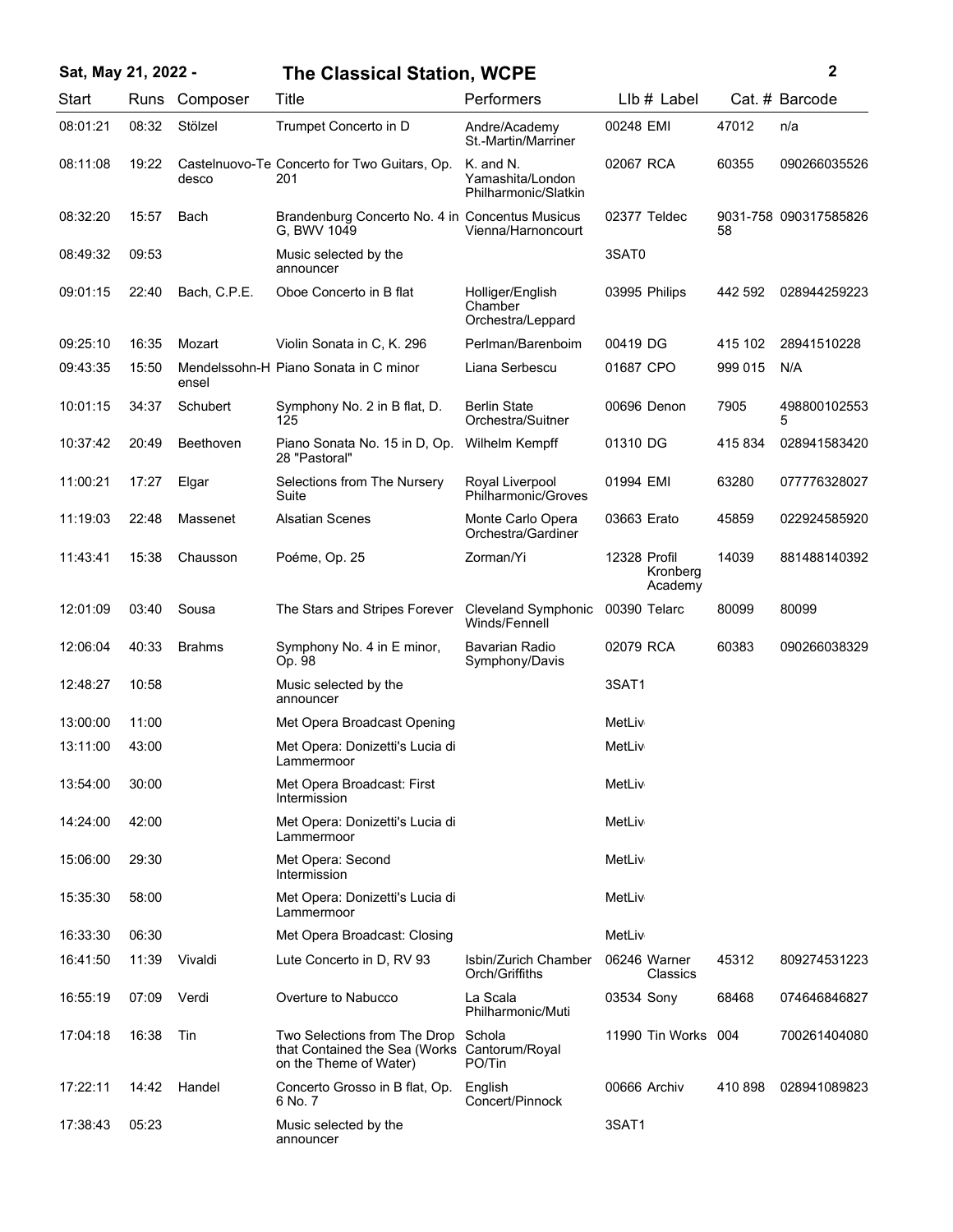**Sat, May 21, 2022 - The Classical Station, WCPE**

| Start | Runs | Composer | Title | Performers | LIb # | Label | Cat. # | Barcode |
|---|---|---|---|---|---|---|---|---|
| 08:01:21 | 08:32 | Stölzel | Trumpet Concerto in D | Andre/Academy St.-Martin/Marriner | 00248 | EMI | 47012 | n/a |
| 08:11:08 | 19:22 | Castelnuovo-Tedesco | Concerto for Two Guitars, Op. 201 | K. and N. Yamashita/London Philharmonic/Slatkin | 02067 | RCA | 60355 | 090266035526 |
| 08:32:20 | 15:57 | Bach | Brandenburg Concerto No. 4 in G, BWV 1049 | Concentus Musicus Vienna/Harnoncourt | 02377 | Teldec | 9031-75858 | 090317585826 |
| 08:49:32 | 09:53 | | Music selected by the announcer | | 3SAT0 | | | |
| 09:01:15 | 22:40 | Bach, C.P.E. | Oboe Concerto in B flat | Holliger/English Chamber Orchestra/Leppard | 03995 | Philips | 442 592 | 028944259223 |
| 09:25:10 | 16:35 | Mozart | Violin Sonata in C, K. 296 | Perlman/Barenboim | 00419 | DG | 415 102 | 28941510228 |
| 09:43:35 | 15:50 | Mendelssohn-Hensel | Piano Sonata in C minor | Liana Serbescu | 01687 | CPO | 999 015 | N/A |
| 10:01:15 | 34:37 | Schubert | Symphony No. 2 in B flat, D. 125 | Berlin State Orchestra/Suitner | 00696 | Denon | 7905 | 4988001025535 |
| 10:37:42 | 20:49 | Beethoven | Piano Sonata No. 15 in D, Op. 28 "Pastoral" | Wilhelm Kempff | 01310 | DG | 415 834 | 028941583420 |
| 11:00:21 | 17:27 | Elgar | Selections from The Nursery Suite | Royal Liverpool Philharmonic/Groves | 01994 | EMI | 63280 | 077776328027 |
| 11:19:03 | 22:48 | Massenet | Alsatian Scenes | Monte Carlo Opera Orchestra/Gardiner | 03663 | Erato | 45859 | 022924585920 |
| 11:43:41 | 15:38 | Chausson | Poéme, Op. 25 | Zorman/Yi | 12328 | Profil Kronberg Academy | 14039 | 881488140392 |
| 12:01:09 | 03:40 | Sousa | The Stars and Stripes Forever | Cleveland Symphonic Winds/Fennell | 00390 | Telarc | 80099 | 80099 |
| 12:06:04 | 40:33 | Brahms | Symphony No. 4 in E minor, Op. 98 | Bavarian Radio Symphony/Davis | 02079 | RCA | 60383 | 090266038329 |
| 12:48:27 | 10:58 | | Music selected by the announcer | | 3SAT1 | | | |
| 13:00:00 | 11:00 | | Met Opera Broadcast Opening | | MetLiv | | | |
| 13:11:00 | 43:00 | | Met Opera: Donizetti's Lucia di Lammermoor | | MetLiv | | | |
| 13:54:00 | 30:00 | | Met Opera Broadcast: First Intermission | | MetLiv | | | |
| 14:24:00 | 42:00 | | Met Opera: Donizetti's Lucia di Lammermoor | | MetLiv | | | |
| 15:06:00 | 29:30 | | Met Opera: Second Intermission | | MetLiv | | | |
| 15:35:30 | 58:00 | | Met Opera: Donizetti's Lucia di Lammermoor | | MetLiv | | | |
| 16:33:30 | 06:30 | | Met Opera Broadcast: Closing | | MetLiv | | | |
| 16:41:50 | 11:39 | Vivaldi | Lute Concerto in D, RV 93 | Isbin/Zurich Chamber Orch/Griffiths | 06246 | Warner Classics | 45312 | 809274531223 |
| 16:55:19 | 07:09 | Verdi | Overture to Nabucco | La Scala Philharmonic/Muti | 03534 | Sony | 68468 | 074646846827 |
| 17:04:18 | 16:38 | Tin | Two Selections from The Drop that Contained the Sea (Works on the Theme of Water) | Schola Cantorum/Royal PO/Tin | 11990 | Tin Works | 004 | 700261404080 |
| 17:22:11 | 14:42 | Handel | Concerto Grosso in B flat, Op. 6 No. 7 | English Concert/Pinnock | 00666 | Archiv | 410 898 | 028941089823 |
| 17:38:43 | 05:23 | | Music selected by the announcer | | 3SAT1 | | | |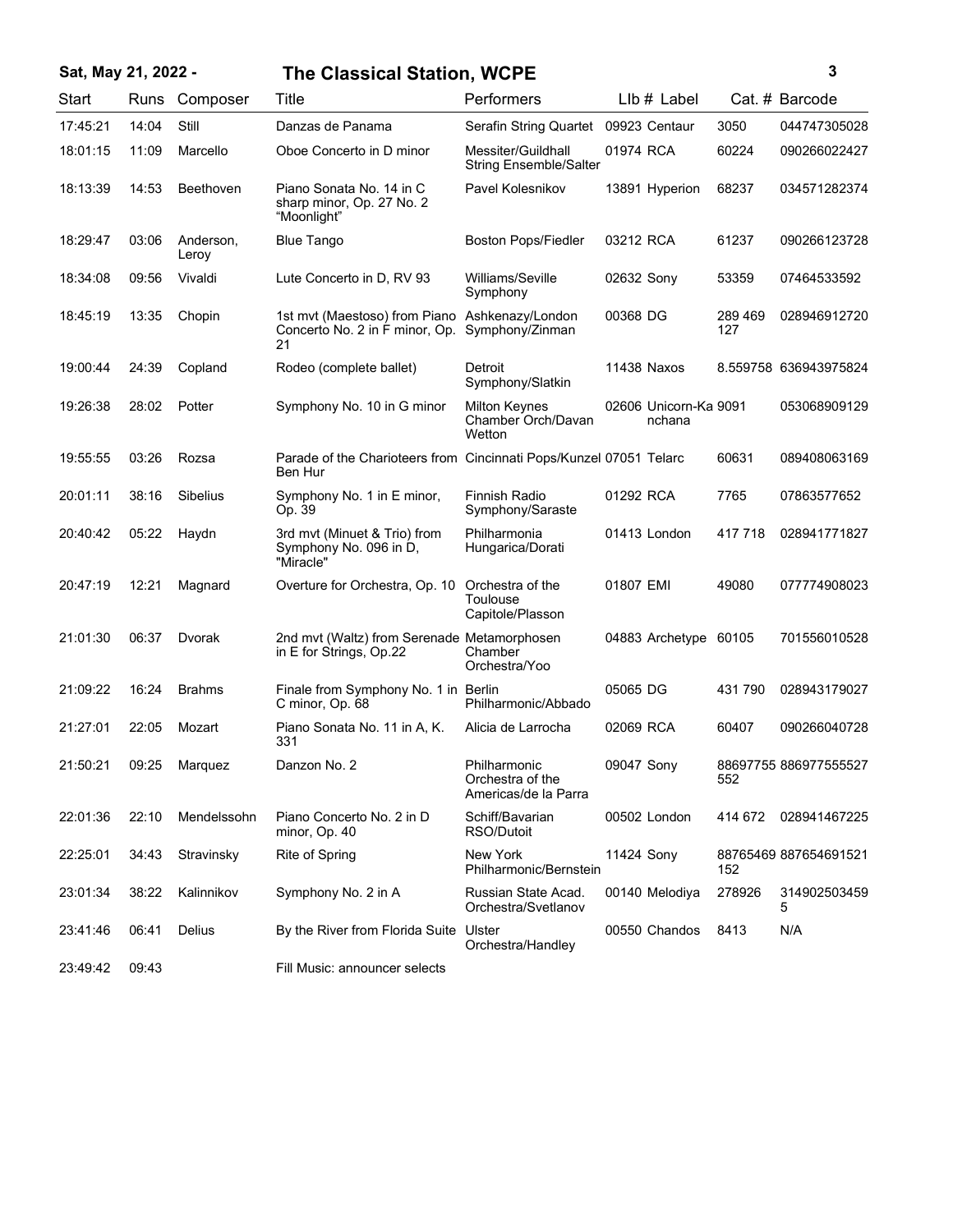**Sat, May 21, 2022 -** **The Classical Station, WCPE**

| Start | Runs | Composer | Title | Performers | LIb # | Label | Cat. # | Barcode |
|---|---|---|---|---|---|---|---|---|
| 17:45:21 | 14:04 | Still | Danzas de Panama | Serafin String Quartet | 09923 | Centaur | 3050 | 044747305028 |
| 18:01:15 | 11:09 | Marcello | Oboe Concerto in D minor | Messiter/Guildhall String Ensemble/Salter | 01974 | RCA | 60224 | 090266022427 |
| 18:13:39 | 14:53 | Beethoven | Piano Sonata No. 14 in C sharp minor, Op. 27 No. 2 "Moonlight" | Pavel Kolesnikov | 13891 | Hyperion | 68237 | 034571282374 |
| 18:29:47 | 03:06 | Anderson, Leroy | Blue Tango | Boston Pops/Fiedler | 03212 | RCA | 61237 | 090266123728 |
| 18:34:08 | 09:56 | Vivaldi | Lute Concerto in D, RV 93 | Williams/Seville Symphony | 02632 | Sony | 53359 | 07464533592 |
| 18:45:19 | 13:35 | Chopin | 1st mvt (Maestoso) from Piano Concerto No. 2 in F minor, Op. 21 | Ashkenazy/London Symphony/Zinman | 00368 | DG | 289 469 127 | 028946912720 |
| 19:00:44 | 24:39 | Copland | Rodeo (complete ballet) | Detroit Symphony/Slatkin | 11438 | Naxos | 8.559758 | 636943975824 |
| 19:26:38 | 28:02 | Potter | Symphony No. 10 in G minor | Milton Keynes Chamber Orch/Davan Wetton | 02606 | Unicorn-Kanchana | 9091 | 053068909129 |
| 19:55:55 | 03:26 | Rozsa | Parade of the Charioteers from Ben Hur | Cincinnati Pops/Kunzel | 07051 | Telarc | 60631 | 089408063169 |
| 20:01:11 | 38:16 | Sibelius | Symphony No. 1 in E minor, Op. 39 | Finnish Radio Symphony/Saraste | 01292 | RCA | 7765 | 07863577652 |
| 20:40:42 | 05:22 | Haydn | 3rd mvt (Minuet & Trio) from Symphony No. 096 in D, "Miracle" | Philharmonia Hungarica/Dorati | 01413 | London | 417 718 | 028941771827 |
| 20:47:19 | 12:21 | Magnard | Overture for Orchestra, Op. 10 | Orchestra of the Toulouse Capitole/Plasson | 01807 | EMI | 49080 | 077774908023 |
| 21:01:30 | 06:37 | Dvorak | 2nd mvt (Waltz) from Serenade in E for Strings, Op.22 | Metamorphosen Chamber Orchestra/Yoo | 04883 | Archetype | 60105 | 701556010528 |
| 21:09:22 | 16:24 | Brahms | Finale from Symphony No. 1 in C minor, Op. 68 | Berlin Philharmonic/Abbado | 05065 | DG | 431 790 | 028943179027 |
| 21:27:01 | 22:05 | Mozart | Piano Sonata No. 11 in A, K. 331 | Alicia de Larrocha | 02069 | RCA | 60407 | 090266040728 |
| 21:50:21 | 09:25 | Marquez | Danzon No. 2 | Philharmonic Orchestra of the Americas/de la Parra | 09047 | Sony | 88697755552 | 886977555527 |
| 22:01:36 | 22:10 | Mendelssohn | Piano Concerto No. 2 in D minor, Op. 40 | Schiff/Bavarian RSO/Dutoit | 00502 | London | 414 672 | 028941467225 |
| 22:25:01 | 34:43 | Stravinsky | Rite of Spring | New York Philharmonic/Bernstein | 11424 | Sony | 88765469152 | 887654691521 |
| 23:01:34 | 38:22 | Kalinnikov | Symphony No. 2 in A | Russian State Acad. Orchestra/Svetlanov | 00140 | Melodiya | 278926 | 3149025034595 |
| 23:41:46 | 06:41 | Delius | By the River from Florida Suite | Ulster Orchestra/Handley | 00550 | Chandos | 8413 | N/A |
| 23:49:42 | 09:43 | | Fill Music: announcer selects | | | | | |